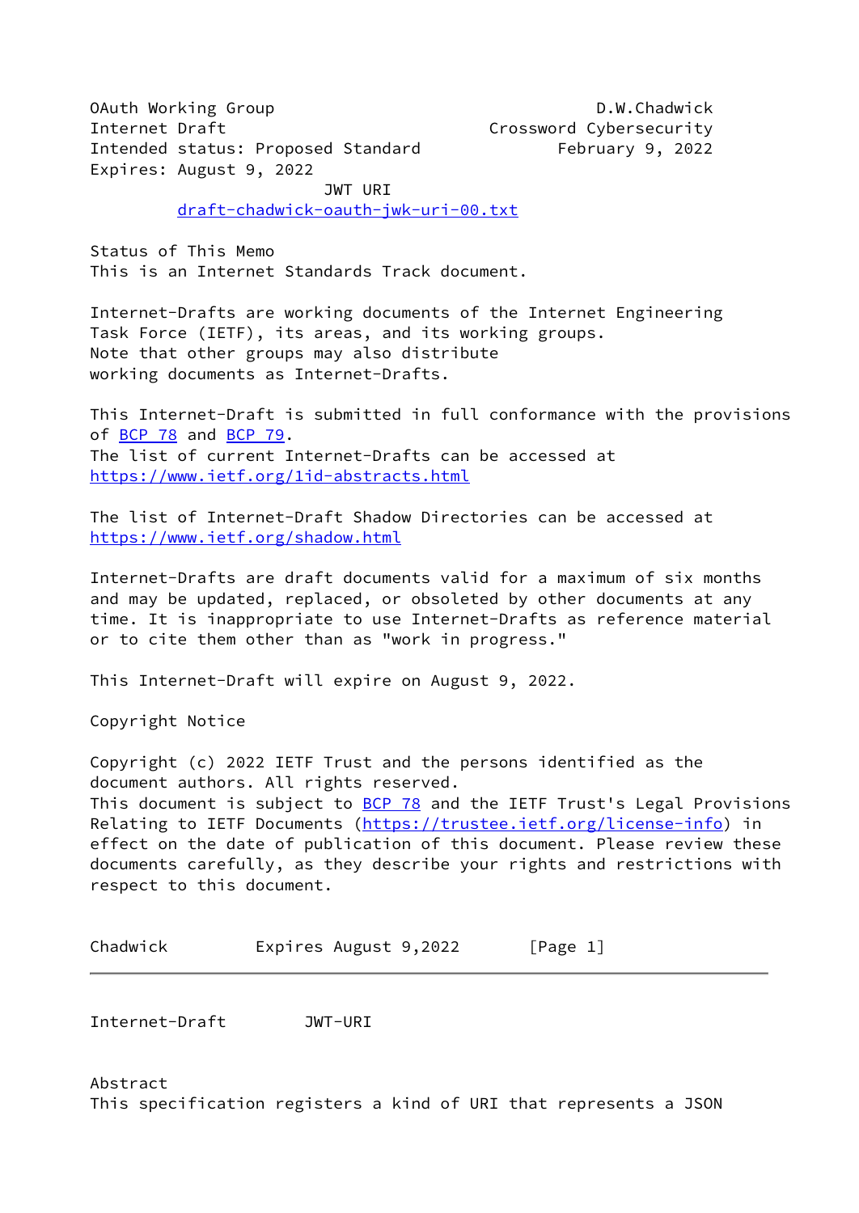OAuth Working Group D.W.Chadwick
Internet Draft Crossword Cybersecurity
Intended status: Proposed Standard February 9, 2022
Expires: August 9, 2022

JWT URI

draft-chadwick-oauth-jwk-uri-00.txt

Status of This Memo

This is an Internet Standards Track document.

Internet-Drafts are working documents of the Internet Engineering Task Force (IETF), its areas, and its working groups. Note that other groups may also distribute working documents as Internet-Drafts.

This Internet-Draft is submitted in full conformance with the provisions of BCP 78 and BCP 79. The list of current Internet-Drafts can be accessed at https://www.ietf.org/1id-abstracts.html

The list of Internet-Draft Shadow Directories can be accessed at https://www.ietf.org/shadow.html

Internet-Drafts are draft documents valid for a maximum of six months and may be updated, replaced, or obsoleted by other documents at any time. It is inappropriate to use Internet-Drafts as reference material or to cite them other than as "work in progress."

This Internet-Draft will expire on August 9, 2022.

Copyright Notice

Copyright (c) 2022 IETF Trust and the persons identified as the document authors. All rights reserved.
This document is subject to BCP 78 and the IETF Trust's Legal Provisions Relating to IETF Documents (https://trustee.ietf.org/license-info) in effect on the date of publication of this document. Please review these documents carefully, as they describe your rights and restrictions with respect to this document.

Abstract

This specification registers a kind of URI that represents a JSON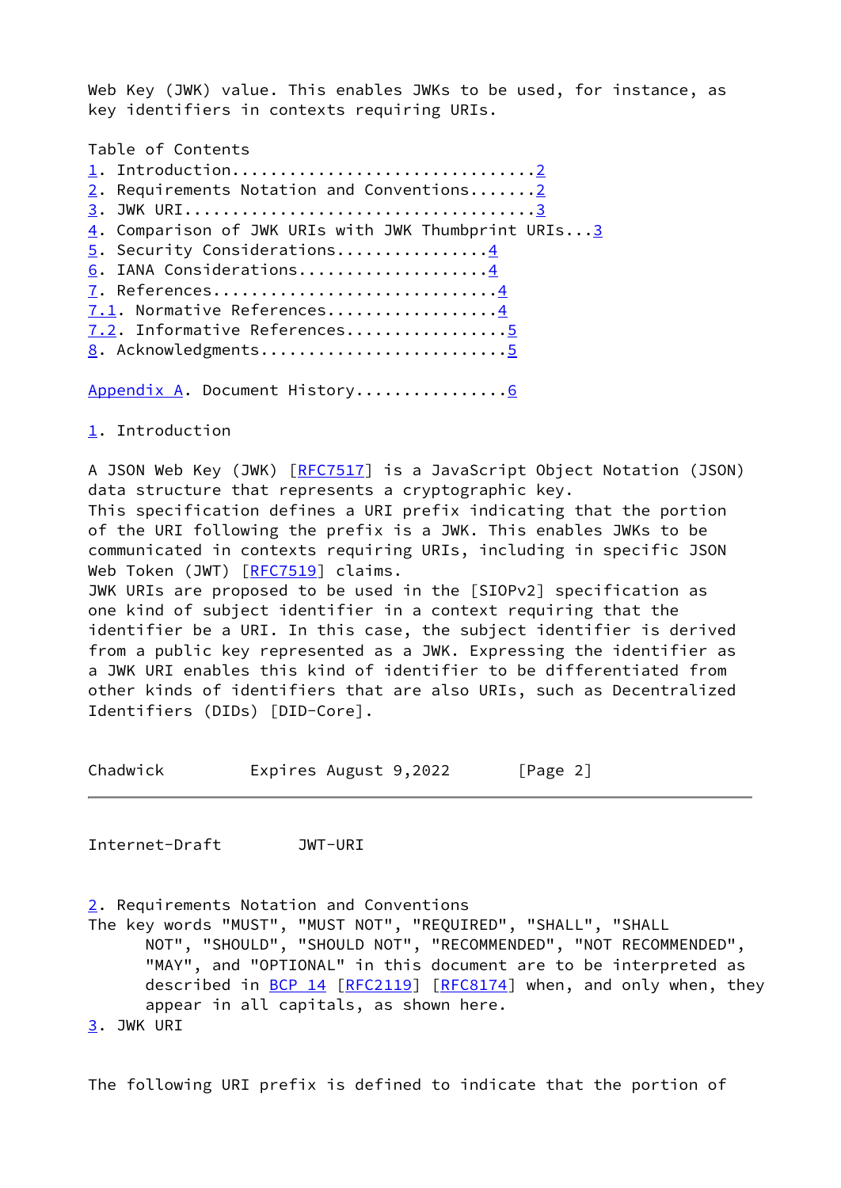Web Key (JWK) value. This enables JWKs to be used, for instance, as key identifiers in contexts requiring URIs.

Table of Contents

1. Introduction...............................2
2. Requirements Notation and Conventions.......2
3. JWK URI....................................3
4. Comparison of JWK URIs with JWK Thumbprint URIs...3
5. Security Considerations................4
6. IANA Considerations....................4
7. References.............................4
7.1. Normative References..................4
7.2. Informative References................5
8. Acknowledgments..........................5

Appendix A. Document History...............6

## 1. Introduction

A JSON Web Key (JWK) [RFC7517] is a JavaScript Object Notation (JSON) data structure that represents a cryptographic key.
This specification defines a URI prefix indicating that the portion of the URI following the prefix is a JWK. This enables JWKs to be communicated in contexts requiring URIs, including in specific JSON Web Token (JWT) [RFC7519] claims.
JWK URIs are proposed to be used in the [SIOPv2] specification as one kind of subject identifier in a context requiring that the identifier be a URI. In this case, the subject identifier is derived from a public key represented as a JWK. Expressing the identifier as a JWK URI enables this kind of identifier to be differentiated from other kinds of identifiers that are also URIs, such as Decentralized Identifiers (DIDs) [DID-Core].

## 2. Requirements Notation and Conventions

The key words "MUST", "MUST NOT", "REQUIRED", "SHALL", "SHALL NOT", "SHOULD", "SHOULD NOT", "RECOMMENDED", "NOT RECOMMENDED", "MAY", and "OPTIONAL" in this document are to be interpreted as described in BCP 14 [RFC2119] [RFC8174] when, and only when, they appear in all capitals, as shown here.

## 3. JWK URI

The following URI prefix is defined to indicate that the portion of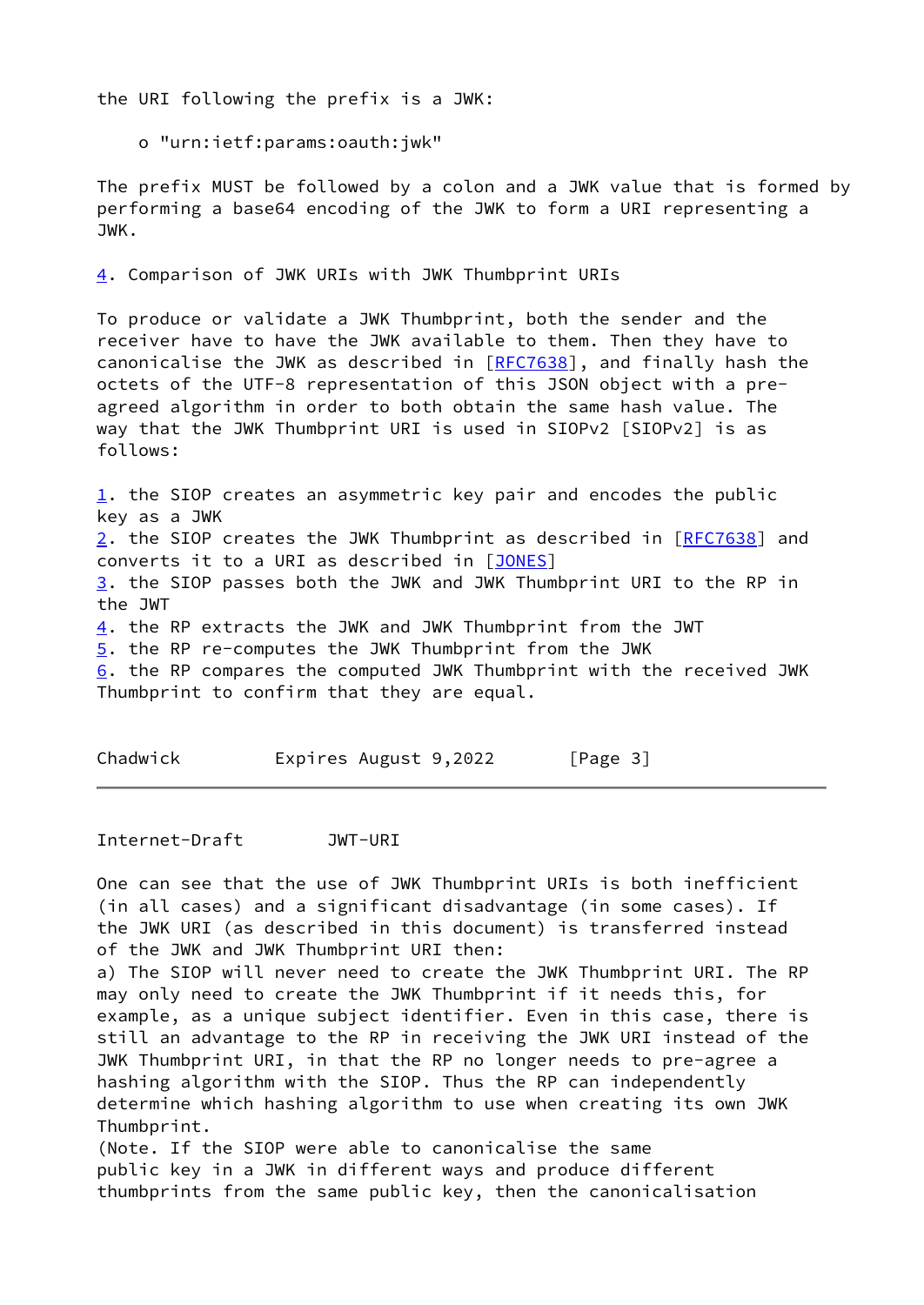the URI following the prefix is a JWK:

- o "urn:ietf:params:oauth:jwk"

The prefix MUST be followed by a colon and a JWK value that is formed by performing a base64 encoding of the JWK to form a URI representing a JWK.

## 4. Comparison of JWK URIs with JWK Thumbprint URIs

To produce or validate a JWK Thumbprint, both the sender and the receiver have to have the JWK available to them. Then they have to canonicalise the JWK as described in [RFC7638], and finally hash the octets of the UTF-8 representation of this JSON object with a pre-agreed algorithm in order to both obtain the same hash value. The way that the JWK Thumbprint URI is used in SIOPv2 [SIOPv2] is as follows:

1. the SIOP creates an asymmetric key pair and encodes the public key as a JWK
2. the SIOP creates the JWK Thumbprint as described in [RFC7638] and converts it to a URI as described in [JONES]
3. the SIOP passes both the JWK and JWK Thumbprint URI to the RP in the JWT
4. the RP extracts the JWK and JWK Thumbprint from the JWT
5. the RP re-computes the JWK Thumbprint from the JWK
6. the RP compares the computed JWK Thumbprint with the received JWK Thumbprint to confirm that they are equal.

One can see that the use of JWK Thumbprint URIs is both inefficient (in all cases) and a significant disadvantage (in some cases). If the JWK URI (as described in this document) is transferred instead of the JWK and JWK Thumbprint URI then:

a) The SIOP will never need to create the JWK Thumbprint URI. The RP may only need to create the JWK Thumbprint if it needs this, for example, as a unique subject identifier. Even in this case, there is still an advantage to the RP in receiving the JWK URI instead of the JWK Thumbprint URI, in that the RP no longer needs to pre-agree a hashing algorithm with the SIOP. Thus the RP can independently determine which hashing algorithm to use when creating its own JWK Thumbprint.

(Note. If the SIOP were able to canonicalise the same public key in a JWK in different ways and produce different thumbprints from the same public key, then the canonicalisation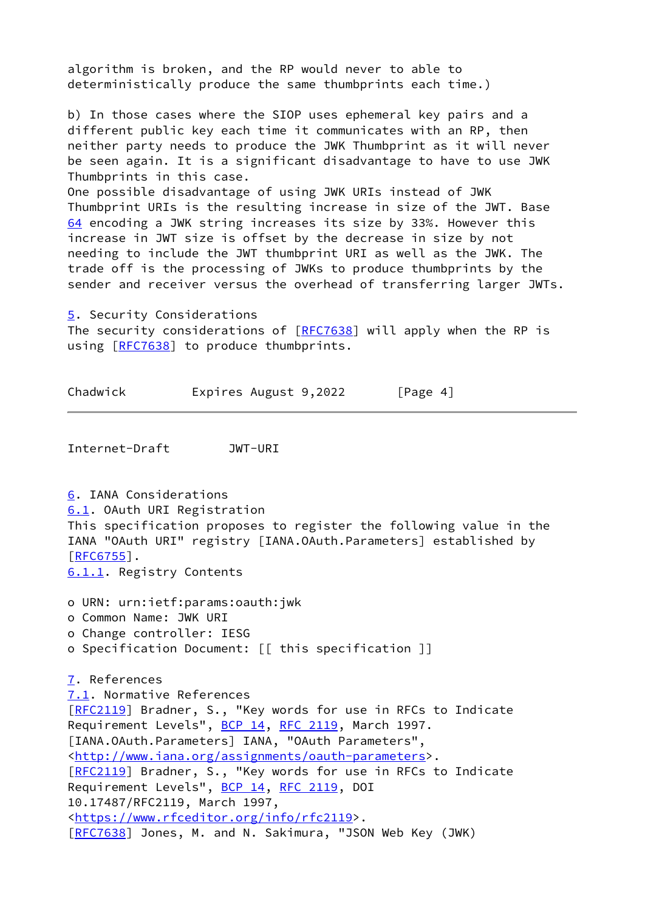algorithm is broken, and the RP would never to able to deterministically produce the same thumbprints each time.)

b) In those cases where the SIOP uses ephemeral key pairs and a different public key each time it communicates with an RP, then neither party needs to produce the JWK Thumbprint as it will never be seen again. It is a significant disadvantage to have to use JWK Thumbprints in this case.
One possible disadvantage of using JWK URIs instead of JWK Thumbprint URIs is the resulting increase in size of the JWT. Base 64 encoding a JWK string increases its size by 33%. However this increase in JWT size is offset by the decrease in size by not needing to include the JWT thumbprint URI as well as the JWK. The trade off is the processing of JWKs to produce thumbprints by the sender and receiver versus the overhead of transferring larger JWTs.

## 5. Security Considerations

The security considerations of [RFC7638] will apply when the RP is using [RFC7638] to produce thumbprints.

## 6. IANA Considerations

### 6.1. OAuth URI Registration

This specification proposes to register the following value in the IANA "OAuth URI" registry [IANA.OAuth.Parameters] established by [RFC6755].

#### 6.1.1. Registry Contents

- o URN: urn:ietf:params:oauth:jwk
- o Common Name: JWK URI
- o Change controller: IESG
- o Specification Document: [[ this specification ]]

## 7. References

### 7.1. Normative References

[RFC2119] Bradner, S., "Key words for use in RFCs to Indicate Requirement Levels", BCP 14, RFC 2119, March 1997.
[IANA.OAuth.Parameters] IANA, "OAuth Parameters", <http://www.iana.org/assignments/oauth-parameters>.
[RFC2119] Bradner, S., "Key words for use in RFCs to Indicate Requirement Levels", BCP 14, RFC 2119, DOI 10.17487/RFC2119, March 1997, <https://www.rfceditor.org/info/rfc2119>.
[RFC7638] Jones, M. and N. Sakimura, "JSON Web Key (JWK)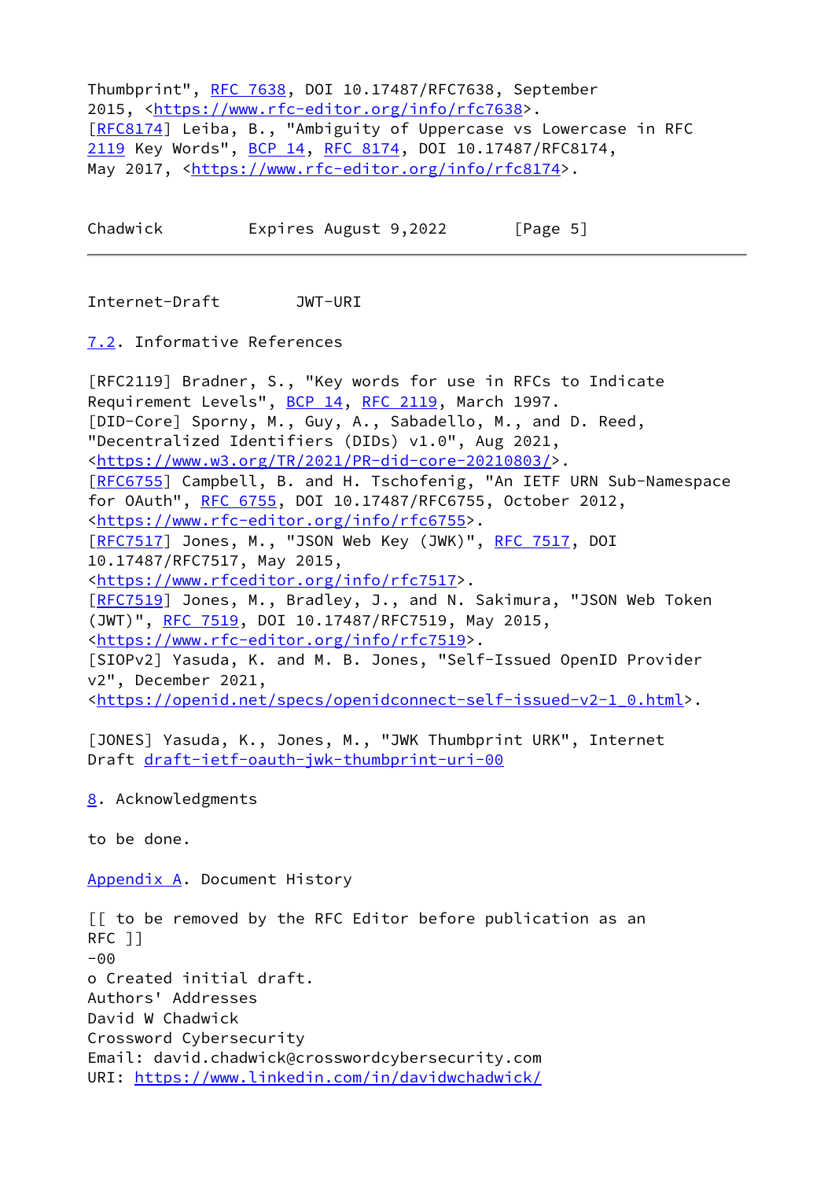Thumbprint", RFC 7638, DOI 10.17487/RFC7638, September 2015, <https://www.rfc-editor.org/info/rfc7638>.
[RFC8174] Leiba, B., "Ambiguity of Uppercase vs Lowercase in RFC 2119 Key Words", BCP 14, RFC 8174, DOI 10.17487/RFC8174, May 2017, <https://www.rfc-editor.org/info/rfc8174>.

## 7.2. Informative References

[RFC2119] Bradner, S., "Key words for use in RFCs to Indicate Requirement Levels", BCP 14, RFC 2119, March 1997.
[DID-Core] Sporny, M., Guy, A., Sabadello, M., and D. Reed, "Decentralized Identifiers (DIDs) v1.0", Aug 2021, <https://www.w3.org/TR/2021/PR-did-core-20210803/>.
[RFC6755] Campbell, B. and H. Tschofenig, "An IETF URN Sub-Namespace for OAuth", RFC 6755, DOI 10.17487/RFC6755, October 2012, <https://www.rfc-editor.org/info/rfc6755>.
[RFC7517] Jones, M., "JSON Web Key (JWK)", RFC 7517, DOI 10.17487/RFC7517, May 2015, <https://www.rfceditor.org/info/rfc7517>.
[RFC7519] Jones, M., Bradley, J., and N. Sakimura, "JSON Web Token (JWT)", RFC 7519, DOI 10.17487/RFC7519, May 2015, <https://www.rfc-editor.org/info/rfc7519>.
[SIOPv2] Yasuda, K. and M. B. Jones, "Self-Issued OpenID Provider v2", December 2021, <https://openid.net/specs/openidconnect-self-issued-v2-1_0.html>.

[JONES] Yasuda, K., Jones, M., "JWK Thumbprint URK", Internet Draft draft-ietf-oauth-jwk-thumbprint-uri-00

## 8. Acknowledgments

to be done.

## Appendix A. Document History

[[ to be removed by the RFC Editor before publication as an RFC ]]
-00
o Created initial draft.
Authors' Addresses
David W Chadwick
Crossword Cybersecurity
Email: david.chadwick@crosswordcybersecurity.com
URI: https://www.linkedin.com/in/davidwchadwick/